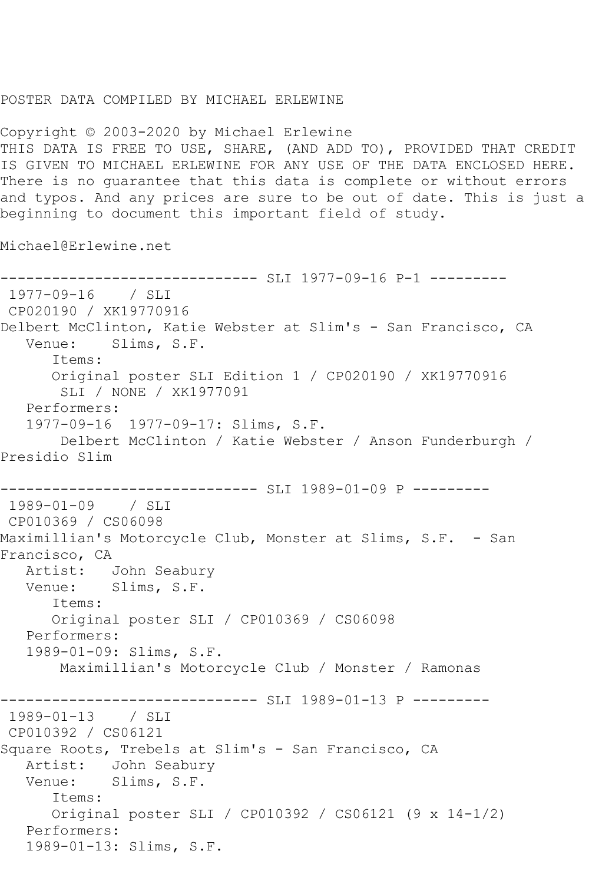POSTER DATA COMPILED BY MICHAEL ERLEWINE

Copyright © 2003-2020 by Michael Erlewine
THIS DATA IS FREE TO USE, SHARE, (AND ADD TO), PROVIDED THAT CREDIT IS GIVEN TO MICHAEL ERLEWINE FOR ANY USE OF THE DATA ENCLOSED HERE. There is no guarantee that this data is complete or without errors and typos. And any prices are sure to be out of date. This is just a beginning to document this important field of study.

Michael@Erlewine.net

------------------------------ SLI 1977-09-16 P-1 ---------

1977-09-16 / SLI
CP020190 / XK19770916
Delbert McClinton, Katie Webster at Slim's - San Francisco, CA
Venue: Slims, S.F.
Items:
Original poster SLI Edition 1 / CP020190 / XK19770916
SLI / NONE / XK1977091
Performers:
1977-09-16 1977-09-17: Slims, S.F.
Delbert McClinton / Katie Webster / Anson Funderburgh / Presidio Slim

------------------------------ SLI 1989-01-09 P ---------

1989-01-09 / SLI
CP010369 / CS06098
Maximillian's Motorcycle Club, Monster at Slims, S.F. - San Francisco, CA
Artist: John Seabury
Venue: Slims, S.F.
Items:
Original poster SLI / CP010369 / CS06098
Performers:
1989-01-09: Slims, S.F.
Maximillian's Motorcycle Club / Monster / Ramonas

------------------------------ SLI 1989-01-13 P ---------

1989-01-13 / SLI
CP010392 / CS06121
Square Roots, Trebels at Slim's - San Francisco, CA
Artist: John Seabury
Venue: Slims, S.F.
Items:
Original poster SLI / CP010392 / CS06121 (9 x 14-1/2)
Performers:
1989-01-13: Slims, S.F.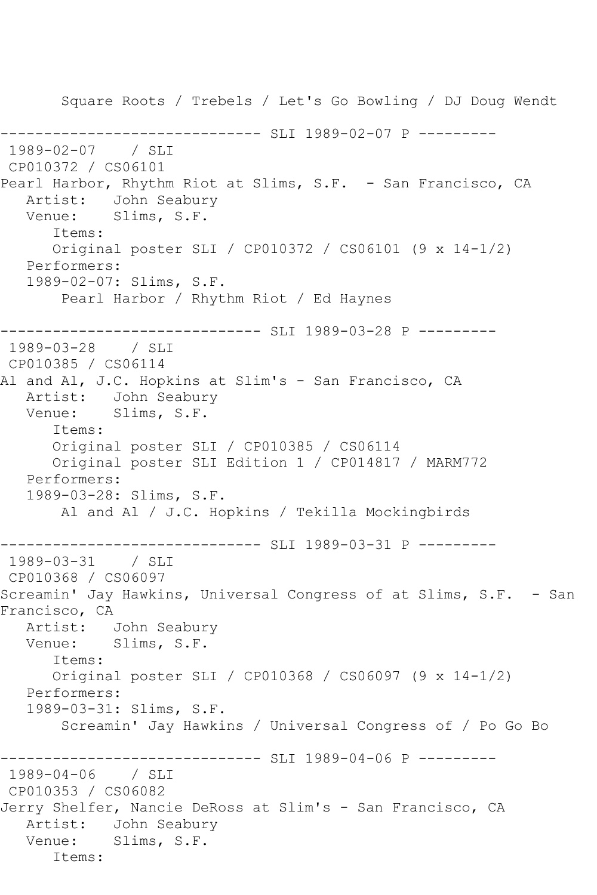Square Roots / Trebels / Let's Go Bowling / DJ Doug Wendt

------------------------------ SLI 1989-02-07 P ---------

1989-02-07 / SLI
CP010372 / CS06101
Pearl Harbor, Rhythm Riot at Slims, S.F. - San Francisco, CA
Artist: John Seabury
Venue: Slims, S.F.
Items:
Original poster SLI / CP010372 / CS06101 (9 x 14-1/2)
Performers:
1989-02-07: Slims, S.F.
Pearl Harbor / Rhythm Riot / Ed Haynes

------------------------------ SLI 1989-03-28 P ---------

1989-03-28 / SLI
CP010385 / CS06114
Al and Al, J.C. Hopkins at Slim's - San Francisco, CA
Artist: John Seabury
Venue: Slims, S.F.
Items:
Original poster SLI / CP010385 / CS06114
Original poster SLI Edition 1 / CP014817 / MARM772
Performers:
1989-03-28: Slims, S.F.
Al and Al / J.C. Hopkins / Tekilla Mockingbirds

------------------------------ SLI 1989-03-31 P ---------

1989-03-31 / SLI
CP010368 / CS06097
Screamin' Jay Hawkins, Universal Congress of at Slims, S.F. - San Francisco, CA
Artist: John Seabury
Venue: Slims, S.F.
Items:
Original poster SLI / CP010368 / CS06097 (9 x 14-1/2)
Performers:
1989-03-31: Slims, S.F.
Screamin' Jay Hawkins / Universal Congress of / Po Go Bo

------------------------------ SLI 1989-04-06 P ---------

1989-04-06 / SLI
CP010353 / CS06082
Jerry Shelfer, Nancie DeRoss at Slim's - San Francisco, CA
Artist: John Seabury
Venue: Slims, S.F.
Items: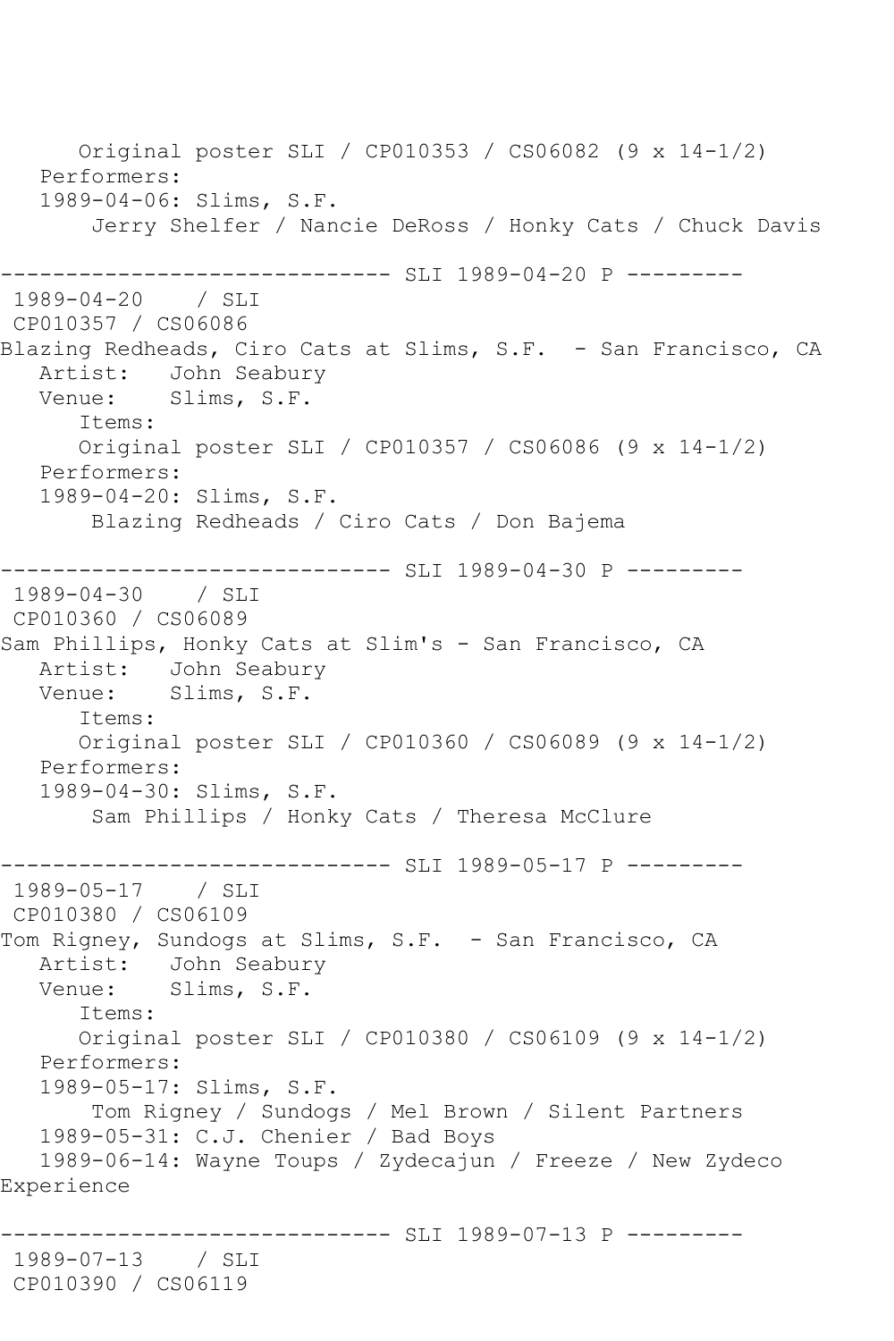Original poster SLI / CP010353 / CS06082 (9 x 14-1/2)
Performers:
1989-04-06: Slims, S.F.
Jerry Shelfer / Nancie DeRoss / Honky Cats / Chuck Davis

------------------------------ SLI 1989-04-20 P ---------
1989-04-20 / SLI
CP010357 / CS06086
Blazing Redheads, Ciro Cats at Slims, S.F. - San Francisco, CA
Artist: John Seabury
Venue: Slims, S.F.
Items:
Original poster SLI / CP010357 / CS06086 (9 x 14-1/2)
Performers:
1989-04-20: Slims, S.F.
Blazing Redheads / Ciro Cats / Don Bajema

------------------------------ SLI 1989-04-30 P ---------
1989-04-30 / SLI
CP010360 / CS06089
Sam Phillips, Honky Cats at Slim's - San Francisco, CA
Artist: John Seabury
Venue: Slims, S.F.
Items:
Original poster SLI / CP010360 / CS06089 (9 x 14-1/2)
Performers:
1989-04-30: Slims, S.F.
Sam Phillips / Honky Cats / Theresa McClure

------------------------------ SLI 1989-05-17 P ---------
1989-05-17 / SLI
CP010380 / CS06109
Tom Rigney, Sundogs at Slims, S.F. - San Francisco, CA
Artist: John Seabury
Venue: Slims, S.F.
Items:
Original poster SLI / CP010380 / CS06109 (9 x 14-1/2)
Performers:
1989-05-17: Slims, S.F.
Tom Rigney / Sundogs / Mel Brown / Silent Partners
1989-05-31: C.J. Chenier / Bad Boys
1989-06-14: Wayne Toups / Zydecajun / Freeze / New Zydeco Experience

------------------------------ SLI 1989-07-13 P ---------
1989-07-13 / SLI
CP010390 / CS06119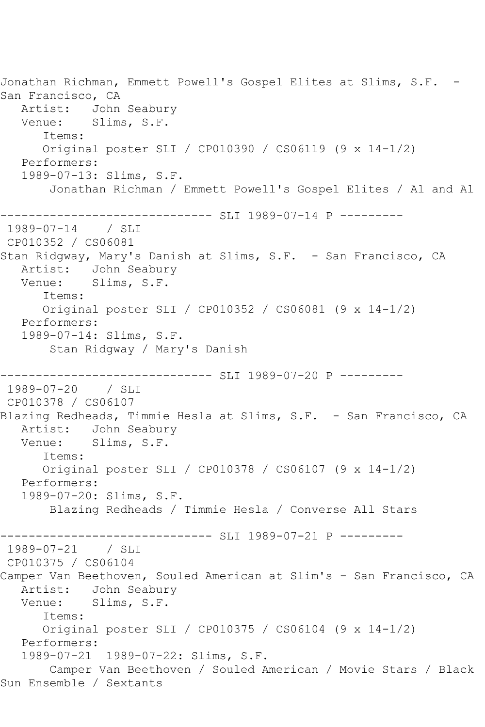Jonathan Richman, Emmett Powell's Gospel Elites at Slims, S.F. - San Francisco, CA
   Artist:   John Seabury
   Venue:    Slims, S.F.
      Items:
      Original poster SLI / CP010390 / CS06119 (9 x 14-1/2)
   Performers:
   1989-07-13: Slims, S.F.
       Jonathan Richman / Emmett Powell's Gospel Elites / Al and Al

------------------------------ SLI 1989-07-14 P ---------
1989-07-14    / SLI
CP010352 / CS06081
Stan Ridgway, Mary's Danish at Slims, S.F. - San Francisco, CA
   Artist:   John Seabury
   Venue:    Slims, S.F.
      Items:
      Original poster SLI / CP010352 / CS06081 (9 x 14-1/2)
   Performers:
   1989-07-14: Slims, S.F.
       Stan Ridgway / Mary's Danish

------------------------------ SLI 1989-07-20 P ---------
1989-07-20    / SLI
CP010378 / CS06107
Blazing Redheads, Timmie Hesla at Slims, S.F. - San Francisco, CA
   Artist:   John Seabury
   Venue:    Slims, S.F.
      Items:
      Original poster SLI / CP010378 / CS06107 (9 x 14-1/2)
   Performers:
   1989-07-20: Slims, S.F.
       Blazing Redheads / Timmie Hesla / Converse All Stars

------------------------------ SLI 1989-07-21 P ---------
1989-07-21    / SLI
CP010375 / CS06104
Camper Van Beethoven, Souled American at Slim's - San Francisco, CA
   Artist:   John Seabury
   Venue:    Slims, S.F.
      Items:
      Original poster SLI / CP010375 / CS06104 (9 x 14-1/2)
   Performers:
   1989-07-21  1989-07-22: Slims, S.F.
       Camper Van Beethoven / Souled American / Movie Stars / Black Sun Ensemble / Sextants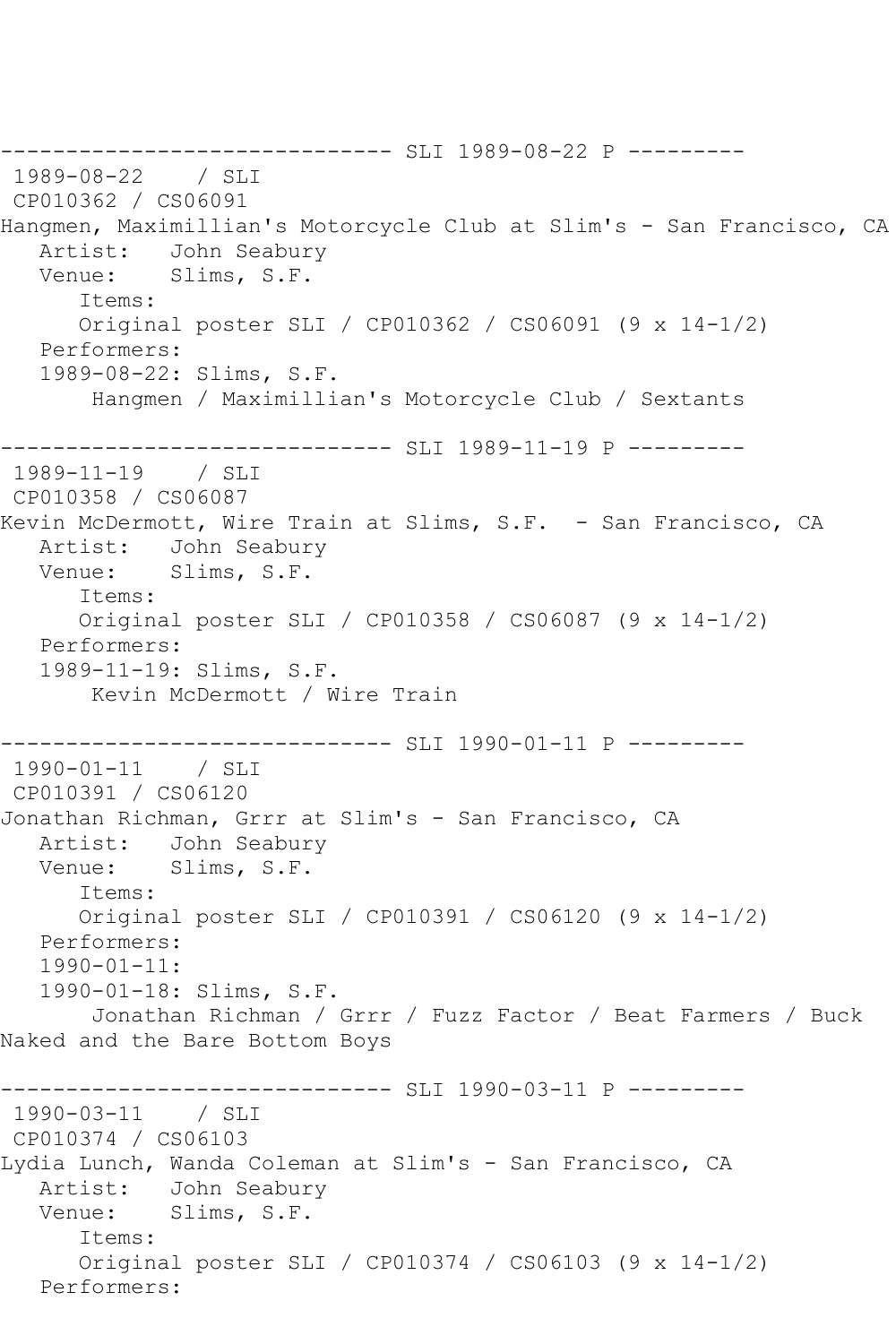------------------------------ SLI 1989-08-22 P ---------

1989-08-22 / SLI

CP010362 / CS06091

Hangmen, Maximillian's Motorcycle Club at Slim's - San Francisco, CA

Artist: John Seabury

Venue: Slims, S.F.

Items:

Original poster SLI / CP010362 / CS06091 (9 x 14-1/2)

Performers:

1989-08-22: Slims, S.F.

Hangmen / Maximillian's Motorcycle Club / Sextants

------------------------------ SLI 1989-11-19 P ---------

1989-11-19 / SLI

CP010358 / CS06087

Kevin McDermott, Wire Train at Slims, S.F. - San Francisco, CA

Artist: John Seabury

Venue: Slims, S.F.

Items:

Original poster SLI / CP010358 / CS06087 (9 x 14-1/2)

Performers:

1989-11-19: Slims, S.F.

Kevin McDermott / Wire Train

------------------------------ SLI 1990-01-11 P ---------

1990-01-11 / SLI

CP010391 / CS06120

Jonathan Richman, Grrr at Slim's - San Francisco, CA

Artist: John Seabury

Venue: Slims, S.F.

Items:

Original poster SLI / CP010391 / CS06120 (9 x 14-1/2)

Performers:

1990-01-11:

1990-01-18: Slims, S.F.

Jonathan Richman / Grrr / Fuzz Factor / Beat Farmers / Buck Naked and the Bare Bottom Boys

------------------------------ SLI 1990-03-11 P ---------

1990-03-11 / SLI

CP010374 / CS06103

Lydia Lunch, Wanda Coleman at Slim's - San Francisco, CA

Artist: John Seabury

Venue: Slims, S.F.

Items:

Original poster SLI / CP010374 / CS06103 (9 x 14-1/2)

Performers: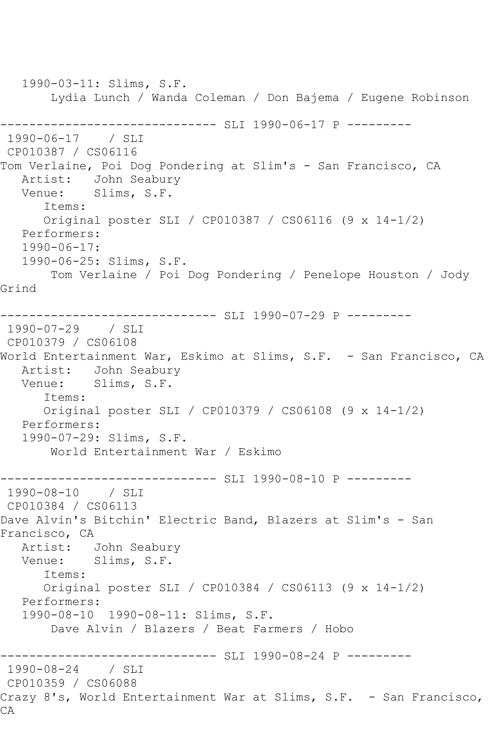1990-03-11: Slims, S.F.
Lydia Lunch / Wanda Coleman / Don Bajema / Eugene Robinson

------------------------------- SLI 1990-06-17 P ---------

1990-06-17 / SLI
CP010387 / CS06116
Tom Verlaine, Poi Dog Pondering at Slim's - San Francisco, CA
Artist: John Seabury
Venue: Slims, S.F.
Items:
Original poster SLI / CP010387 / CS06116 (9 x 14-1/2)
Performers:
1990-06-17:
1990-06-25: Slims, S.F.
Tom Verlaine / Poi Dog Pondering / Penelope Houston / Jody Grind

------------------------------- SLI 1990-07-29 P ---------

1990-07-29 / SLI
CP010379 / CS06108
World Entertainment War, Eskimo at Slims, S.F. - San Francisco, CA
Artist: John Seabury
Venue: Slims, S.F.
Items:
Original poster SLI / CP010379 / CS06108 (9 x 14-1/2)
Performers:
1990-07-29: Slims, S.F.
World Entertainment War / Eskimo

------------------------------- SLI 1990-08-10 P ---------

1990-08-10 / SLI
CP010384 / CS06113
Dave Alvin's Bitchin' Electric Band, Blazers at Slim's - San Francisco, CA
Artist: John Seabury
Venue: Slims, S.F.
Items:
Original poster SLI / CP010384 / CS06113 (9 x 14-1/2)
Performers:
1990-08-10 1990-08-11: Slims, S.F.
Dave Alvin / Blazers / Beat Farmers / Hobo

------------------------------- SLI 1990-08-24 P ---------

1990-08-24 / SLI
CP010359 / CS06088
Crazy 8's, World Entertainment War at Slims, S.F. - San Francisco, CA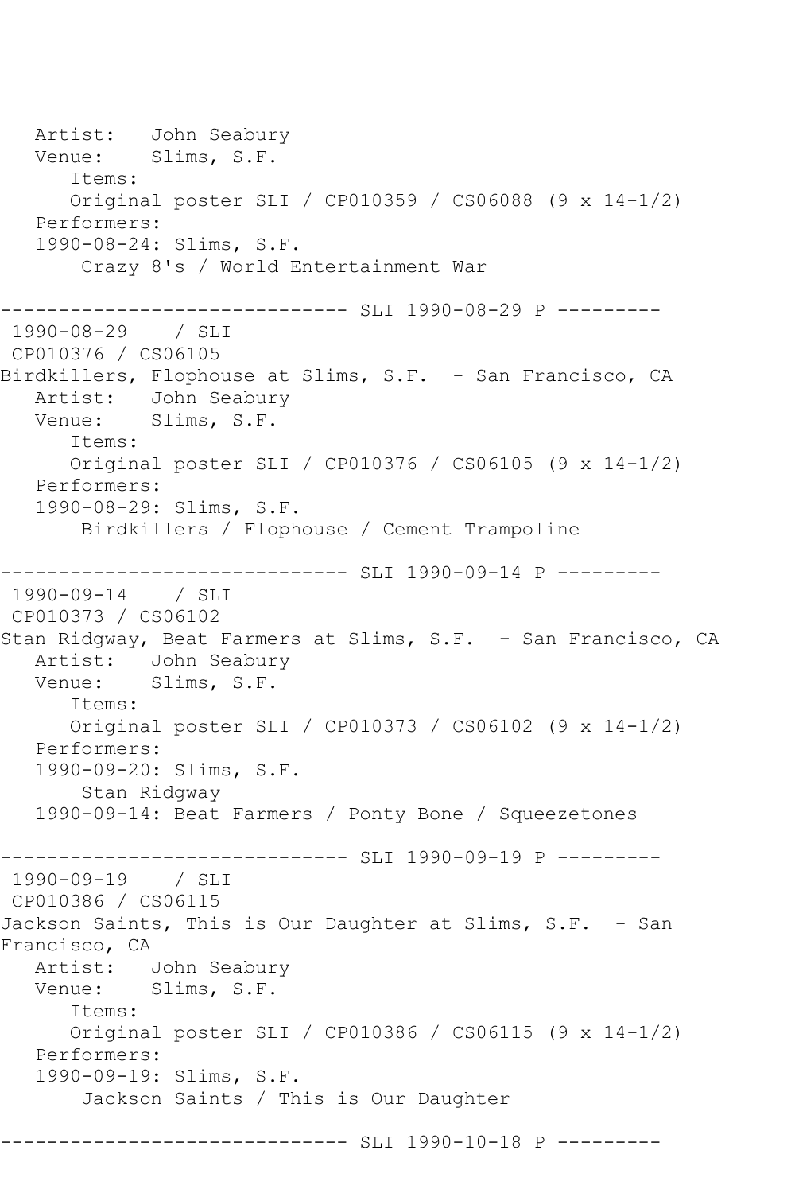Artist: John Seabury
Venue: Slims, S.F.
Items:
Original poster SLI / CP010359 / CS06088 (9 x 14-1/2)
Performers:
1990-08-24: Slims, S.F.
Crazy 8's / World Entertainment War

------------------------------ SLI 1990-08-29 P ---------
1990-08-29 / SLI
CP010376 / CS06105
Birdkillers, Flophouse at Slims, S.F. - San Francisco, CA
Artist: John Seabury
Venue: Slims, S.F.
Items:
Original poster SLI / CP010376 / CS06105 (9 x 14-1/2)
Performers:
1990-08-29: Slims, S.F.
Birdkillers / Flophouse / Cement Trampoline

------------------------------ SLI 1990-09-14 P ---------
1990-09-14 / SLI
CP010373 / CS06102
Stan Ridgway, Beat Farmers at Slims, S.F. - San Francisco, CA
Artist: John Seabury
Venue: Slims, S.F.
Items:
Original poster SLI / CP010373 / CS06102 (9 x 14-1/2)
Performers:
1990-09-20: Slims, S.F.
Stan Ridgway
1990-09-14: Beat Farmers / Ponty Bone / Squeezetones

------------------------------ SLI 1990-09-19 P ---------
1990-09-19 / SLI
CP010386 / CS06115
Jackson Saints, This is Our Daughter at Slims, S.F. - San Francisco, CA
Artist: John Seabury
Venue: Slims, S.F.
Items:
Original poster SLI / CP010386 / CS06115 (9 x 14-1/2)
Performers:
1990-09-19: Slims, S.F.
Jackson Saints / This is Our Daughter

------------------------------ SLI 1990-10-18 P ---------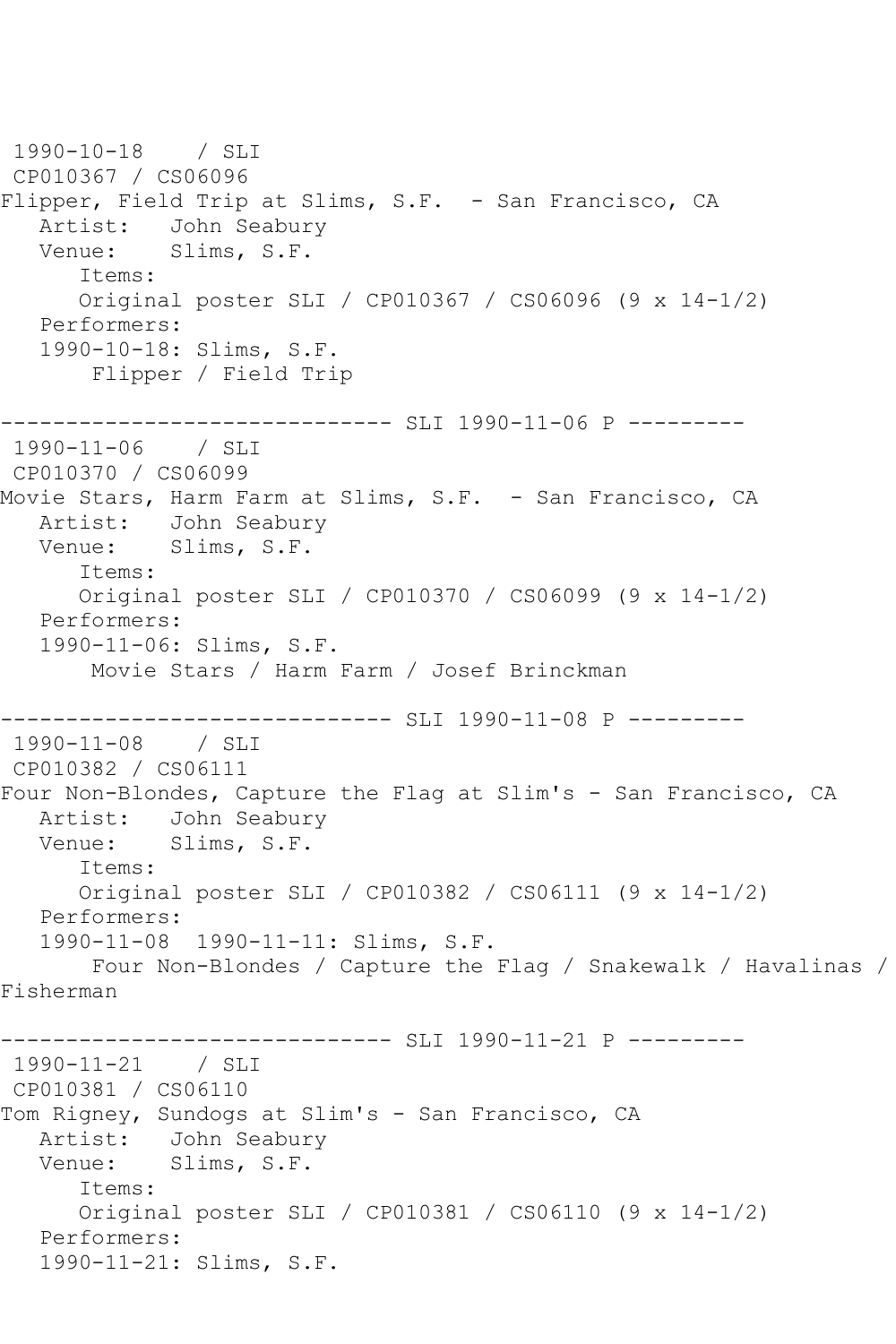```
1990-10-18    / SLI
 CP010367 / CS06096
Flipper, Field Trip at Slims, S.F.  - San Francisco, CA
   Artist:   John Seabury
   Venue:    Slims, S.F.
      Items:
      Original poster SLI / CP010367 / CS06096 (9 x 14-1/2)
   Performers:
   1990-10-18: Slims, S.F.
       Flipper / Field Trip

------------------------------ SLI 1990-11-06 P ---------
 1990-11-06    / SLI
 CP010370 / CS06099
Movie Stars, Harm Farm at Slims, S.F.  - San Francisco, CA
   Artist:   John Seabury
   Venue:    Slims, S.F.
      Items:
      Original poster SLI / CP010370 / CS06099 (9 x 14-1/2)
   Performers:
   1990-11-06: Slims, S.F.
       Movie Stars / Harm Farm / Josef Brinckman

------------------------------ SLI 1990-11-08 P ---------
 1990-11-08    / SLI
 CP010382 / CS06111
Four Non-Blondes, Capture the Flag at Slim's - San Francisco, CA
   Artist:   John Seabury
   Venue:    Slims, S.F.
      Items:
      Original poster SLI / CP010382 / CS06111 (9 x 14-1/2)
   Performers:
   1990-11-08  1990-11-11: Slims, S.F.
       Four Non-Blondes / Capture the Flag / Snakewalk / Havalinas /
Fisherman

------------------------------ SLI 1990-11-21 P ---------
 1990-11-21    / SLI
 CP010381 / CS06110
Tom Rigney, Sundogs at Slim's - San Francisco, CA
   Artist:   John Seabury
   Venue:    Slims, S.F.
      Items:
      Original poster SLI / CP010381 / CS06110 (9 x 14-1/2)
   Performers:
   1990-11-21: Slims, S.F.
```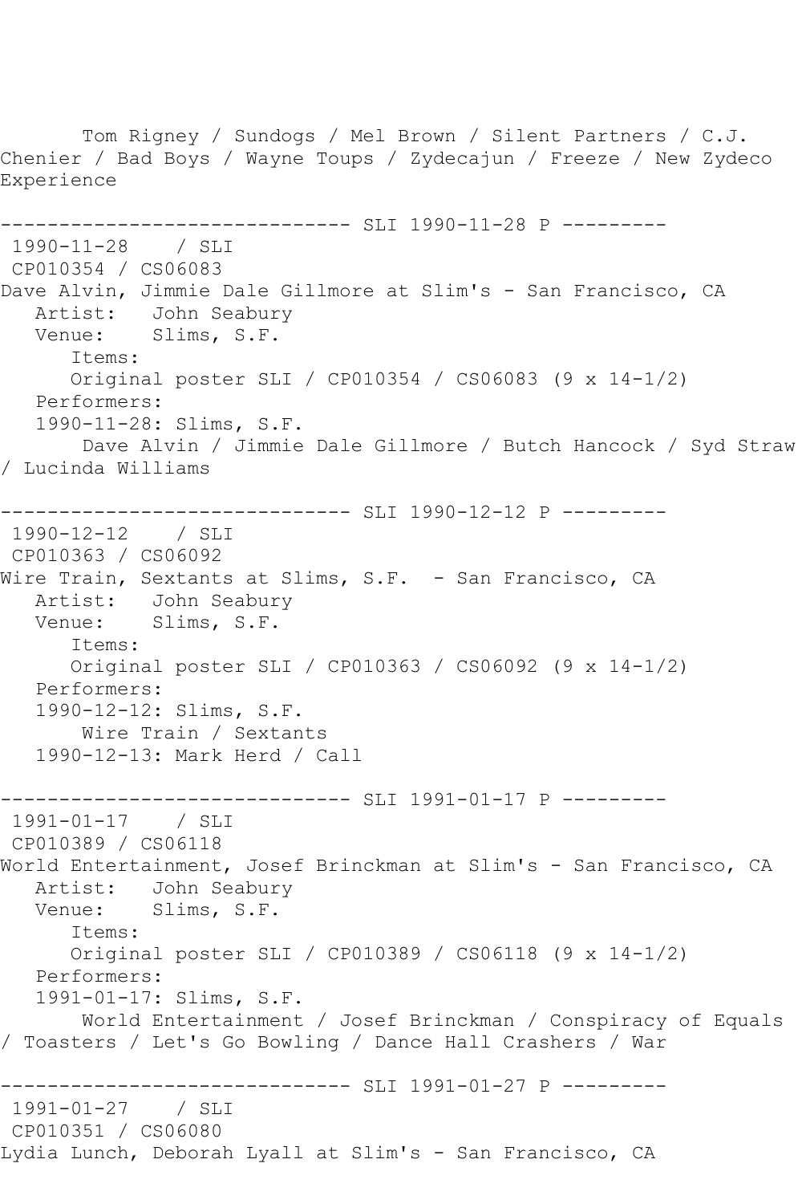Tom Rigney / Sundogs / Mel Brown / Silent Partners / C.J. Chenier / Bad Boys / Wayne Toups / Zydecajun / Freeze / New Zydeco Experience

------------------------------ SLI 1990-11-28 P ---------

1990-11-28    / SLI
CP010354 / CS06083
Dave Alvin, Jimmie Dale Gillmore at Slim's - San Francisco, CA
   Artist:   John Seabury
   Venue:    Slims, S.F.
      Items:
      Original poster SLI / CP010354 / CS06083 (9 x 14-1/2)
   Performers:
   1990-11-28: Slims, S.F.
       Dave Alvin / Jimmie Dale Gillmore / Butch Hancock / Syd Straw / Lucinda Williams

------------------------------ SLI 1990-12-12 P ---------

1990-12-12    / SLI
CP010363 / CS06092
Wire Train, Sextants at Slims, S.F.  - San Francisco, CA
   Artist:   John Seabury
   Venue:    Slims, S.F.
      Items:
      Original poster SLI / CP010363 / CS06092 (9 x 14-1/2)
   Performers:
   1990-12-12: Slims, S.F.
       Wire Train / Sextants
   1990-12-13: Mark Herd / Call

------------------------------ SLI 1991-01-17 P ---------

1991-01-17    / SLI
CP010389 / CS06118
World Entertainment, Josef Brinckman at Slim's - San Francisco, CA
   Artist:   John Seabury
   Venue:    Slims, S.F.
      Items:
      Original poster SLI / CP010389 / CS06118 (9 x 14-1/2)
   Performers:
   1991-01-17: Slims, S.F.
       World Entertainment / Josef Brinckman / Conspiracy of Equals / Toasters / Let's Go Bowling / Dance Hall Crashers / War

------------------------------ SLI 1991-01-27 P ---------

1991-01-27    / SLI
CP010351 / CS06080
Lydia Lunch, Deborah Lyall at Slim's - San Francisco, CA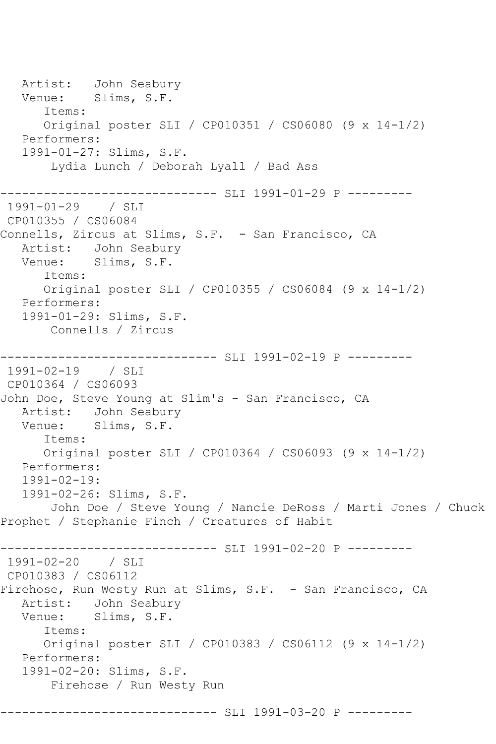Artist: John Seabury
   Venue: Slims, S.F.
      Items:
      Original poster SLI / CP010351 / CS06080 (9 x 14-1/2)
   Performers:
   1991-01-27: Slims, S.F.
       Lydia Lunch / Deborah Lyall / Bad Ass

------------------------------ SLI 1991-01-29 P ---------
1991-01-29 / SLI
CP010355 / CS06084
Connells, Zircus at Slims, S.F. - San Francisco, CA
   Artist: John Seabury
   Venue: Slims, S.F.
      Items:
      Original poster SLI / CP010355 / CS06084 (9 x 14-1/2)
   Performers:
   1991-01-29: Slims, S.F.
       Connells / Zircus

------------------------------ SLI 1991-02-19 P ---------
1991-02-19 / SLI
CP010364 / CS06093
John Doe, Steve Young at Slim's - San Francisco, CA
   Artist: John Seabury
   Venue: Slims, S.F.
      Items:
      Original poster SLI / CP010364 / CS06093 (9 x 14-1/2)
   Performers:
   1991-02-19:
   1991-02-26: Slims, S.F.
       John Doe / Steve Young / Nancie DeRoss / Marti Jones / Chuck Prophet / Stephanie Finch / Creatures of Habit

------------------------------ SLI 1991-02-20 P ---------
1991-02-20 / SLI
CP010383 / CS06112
Firehose, Run Westy Run at Slims, S.F. - San Francisco, CA
   Artist: John Seabury
   Venue: Slims, S.F.
      Items:
      Original poster SLI / CP010383 / CS06112 (9 x 14-1/2)
   Performers:
   1991-02-20: Slims, S.F.
       Firehose / Run Westy Run

------------------------------ SLI 1991-03-20 P ---------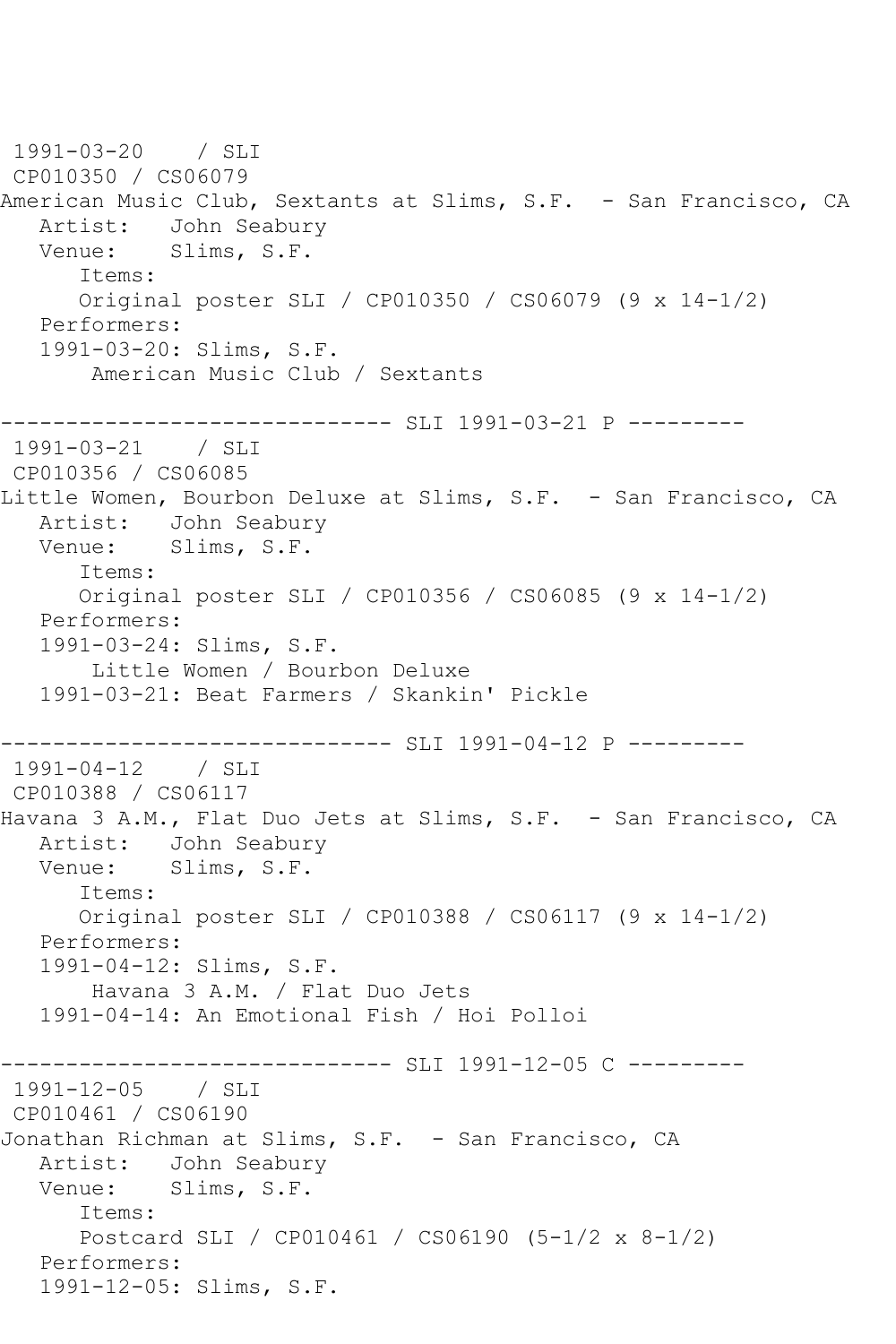1991-03-20 / SLI
CP010350 / CS06079
American Music Club, Sextants at Slims, S.F. - San Francisco, CA
Artist: John Seabury
Venue: Slims, S.F.
Items:
Original poster SLI / CP010350 / CS06079 (9 x 14-1/2)
Performers:
1991-03-20: Slims, S.F.
American Music Club / Sextants

------------------------------ SLI 1991-03-21 P ---------
1991-03-21 / SLI
CP010356 / CS06085
Little Women, Bourbon Deluxe at Slims, S.F. - San Francisco, CA
Artist: John Seabury
Venue: Slims, S.F.
Items:
Original poster SLI / CP010356 / CS06085 (9 x 14-1/2)
Performers:
1991-03-24: Slims, S.F.
Little Women / Bourbon Deluxe
1991-03-21: Beat Farmers / Skankin' Pickle

------------------------------ SLI 1991-04-12 P ---------
1991-04-12 / SLI
CP010388 / CS06117
Havana 3 A.M., Flat Duo Jets at Slims, S.F. - San Francisco, CA
Artist: John Seabury
Venue: Slims, S.F.
Items:
Original poster SLI / CP010388 / CS06117 (9 x 14-1/2)
Performers:
1991-04-12: Slims, S.F.
Havana 3 A.M. / Flat Duo Jets
1991-04-14: An Emotional Fish / Hoi Polloi

------------------------------ SLI 1991-12-05 C ---------
1991-12-05 / SLI
CP010461 / CS06190
Jonathan Richman at Slims, S.F. - San Francisco, CA
Artist: John Seabury
Venue: Slims, S.F.
Items:
Postcard SLI / CP010461 / CS06190 (5-1/2 x 8-1/2)
Performers:
1991-12-05: Slims, S.F.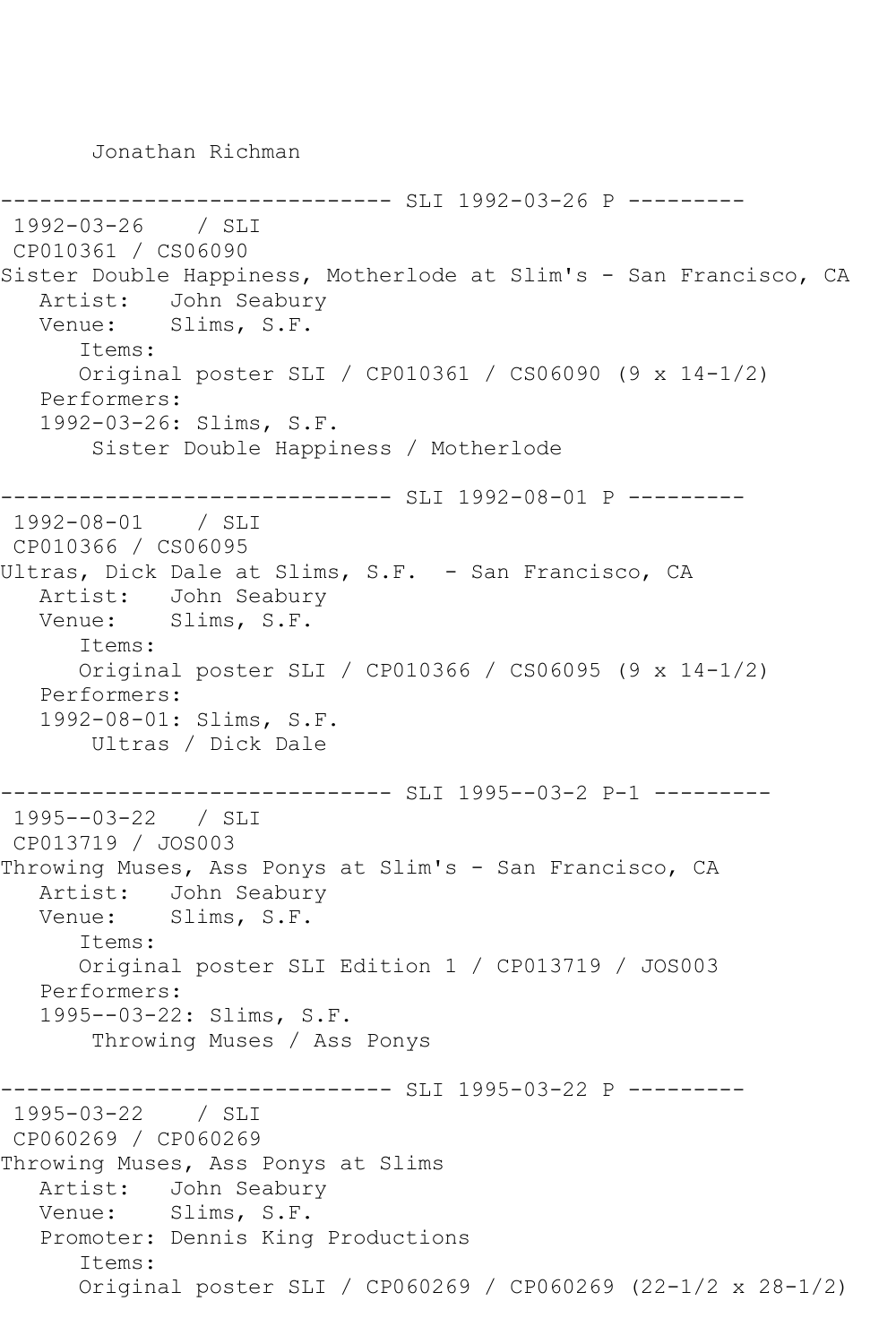Jonathan Richman

------------------------------ SLI 1992-03-26 P ---------

1992-03-26 / SLI

CP010361 / CS06090

Sister Double Happiness, Motherlode at Slim's - San Francisco, CA

Artist: John Seabury

Venue: Slims, S.F.

Items:

Original poster SLI / CP010361 / CS06090 (9 x 14-1/2)

Performers:

1992-03-26: Slims, S.F.

Sister Double Happiness / Motherlode

------------------------------ SLI 1992-08-01 P ---------

1992-08-01 / SLI

CP010366 / CS06095

Ultras, Dick Dale at Slims, S.F. - San Francisco, CA

Artist: John Seabury

Venue: Slims, S.F.

Items:

Original poster SLI / CP010366 / CS06095 (9 x 14-1/2)

Performers:

1992-08-01: Slims, S.F.

Ultras / Dick Dale

------------------------------ SLI 1995--03-2 P-1 ---------

1995--03-22 / SLI

CP013719 / JOS003

Throwing Muses, Ass Ponys at Slim's - San Francisco, CA

Artist: John Seabury

Venue: Slims, S.F.

Items:

Original poster SLI Edition 1 / CP013719 / JOS003

Performers:

1995--03-22: Slims, S.F.

Throwing Muses / Ass Ponys

------------------------------ SLI 1995-03-22 P ---------

1995-03-22 / SLI

CP060269 / CP060269

Throwing Muses, Ass Ponys at Slims

Artist: John Seabury

Venue: Slims, S.F.

Promoter: Dennis King Productions

Items:

Original poster SLI / CP060269 / CP060269 (22-1/2 x 28-1/2)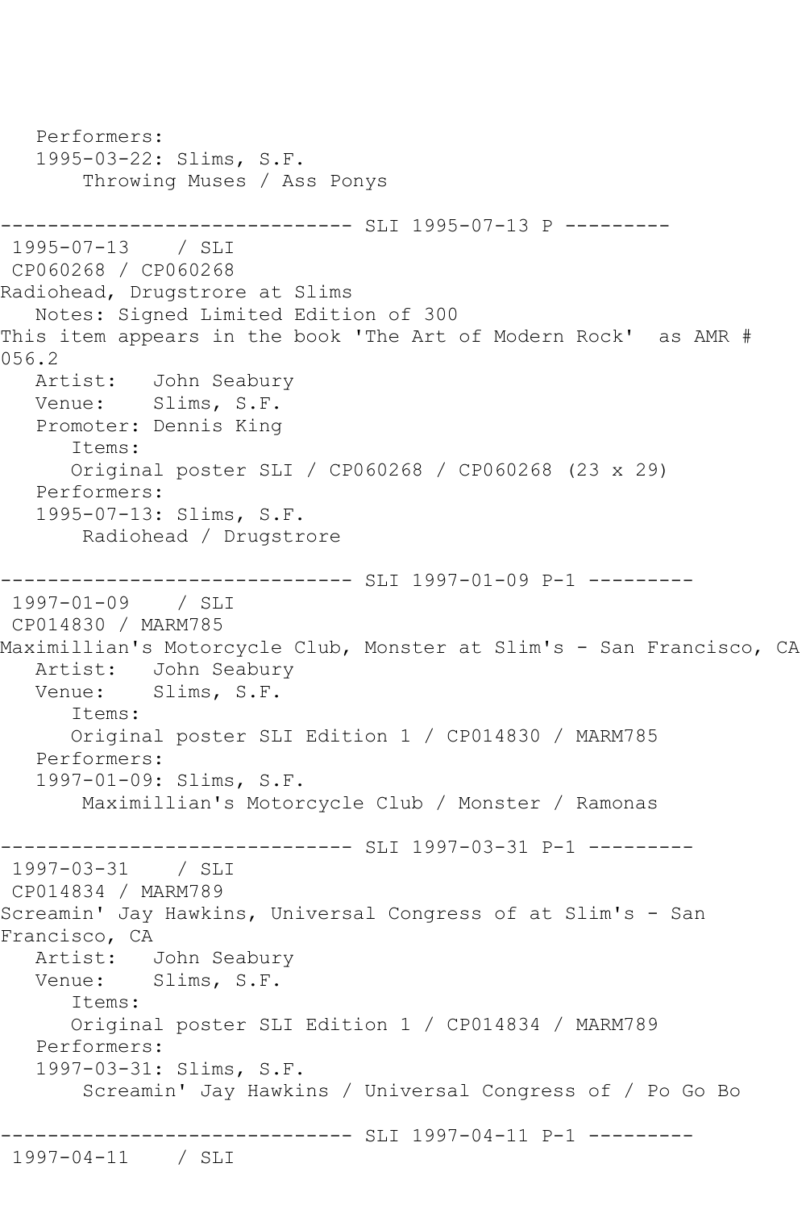Performers:
1995-03-22: Slims, S.F.
Throwing Muses / Ass Ponys

------------------------------ SLI 1995-07-13 P ---------

1995-07-13 / SLI
CP060268 / CP060268
Radiohead, Drugstrore at Slims
Notes: Signed Limited Edition of 300
This item appears in the book 'The Art of Modern Rock' as AMR # 056.2
Artist: John Seabury
Venue: Slims, S.F.
Promoter: Dennis King
Items:
Original poster SLI / CP060268 / CP060268 (23 x 29)
Performers:
1995-07-13: Slims, S.F.
Radiohead / Drugstrore

------------------------------ SLI 1997-01-09 P-1 ---------

1997-01-09 / SLI
CP014830 / MARM785
Maximillian's Motorcycle Club, Monster at Slim's - San Francisco, CA
Artist: John Seabury
Venue: Slims, S.F.
Items:
Original poster SLI Edition 1 / CP014830 / MARM785
Performers:
1997-01-09: Slims, S.F.
Maximillian's Motorcycle Club / Monster / Ramonas

------------------------------ SLI 1997-03-31 P-1 ---------

1997-03-31 / SLI
CP014834 / MARM789
Screamin' Jay Hawkins, Universal Congress of at Slim's - San Francisco, CA
Artist: John Seabury
Venue: Slims, S.F.
Items:
Original poster SLI Edition 1 / CP014834 / MARM789
Performers:
1997-03-31: Slims, S.F.
Screamin' Jay Hawkins / Universal Congress of / Po Go Bo

------------------------------ SLI 1997-04-11 P-1 ---------

1997-04-11 / SLI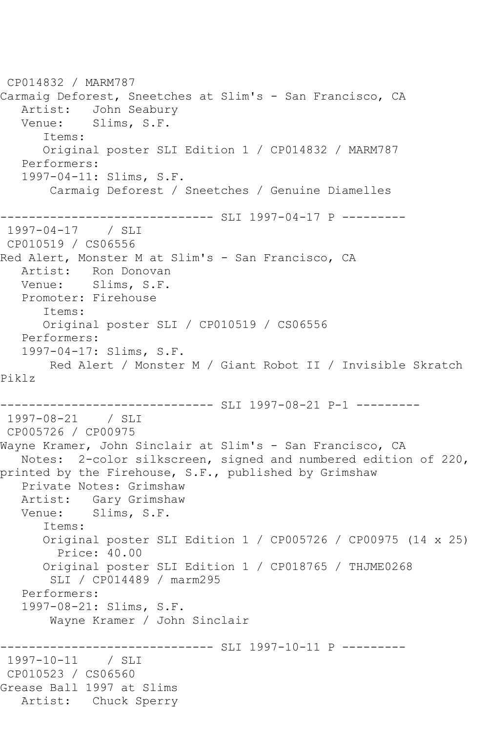CP014832 / MARM787
Carmaig Deforest, Sneetches at Slim's - San Francisco, CA
   Artist:   John Seabury
   Venue:    Slims, S.F.
      Items:
      Original poster SLI Edition 1 / CP014832 / MARM787
   Performers:
   1997-04-11: Slims, S.F.
       Carmaig Deforest / Sneetches / Genuine Diamelles

------------------------------ SLI 1997-04-17 P ---------
1997-04-17    / SLI
CP010519 / CS06556
Red Alert, Monster M at Slim's - San Francisco, CA
   Artist:   Ron Donovan
   Venue:    Slims, S.F.
   Promoter: Firehouse
      Items:
      Original poster SLI / CP010519 / CS06556
   Performers:
   1997-04-17: Slims, S.F.
       Red Alert / Monster M / Giant Robot II / Invisible Skratch Piklz

------------------------------ SLI 1997-08-21 P-1 ---------
1997-08-21    / SLI
CP005726 / CP00975
Wayne Kramer, John Sinclair at Slim's - San Francisco, CA
   Notes:  2-color silkscreen, signed and numbered edition of 220, printed by the Firehouse, S.F., published by Grimshaw
   Private Notes: Grimshaw
   Artist:   Gary Grimshaw
   Venue:    Slims, S.F.
      Items:
      Original poster SLI Edition 1 / CP005726 / CP00975 (14 x 25)
        Price: 40.00
      Original poster SLI Edition 1 / CP018765 / THJME0268
       SLI / CP014489 / marm295
   Performers:
   1997-08-21: Slims, S.F.
       Wayne Kramer / John Sinclair

------------------------------ SLI 1997-10-11 P ---------
1997-10-11    / SLI
CP010523 / CS06560
Grease Ball 1997 at Slims
   Artist:   Chuck Sperry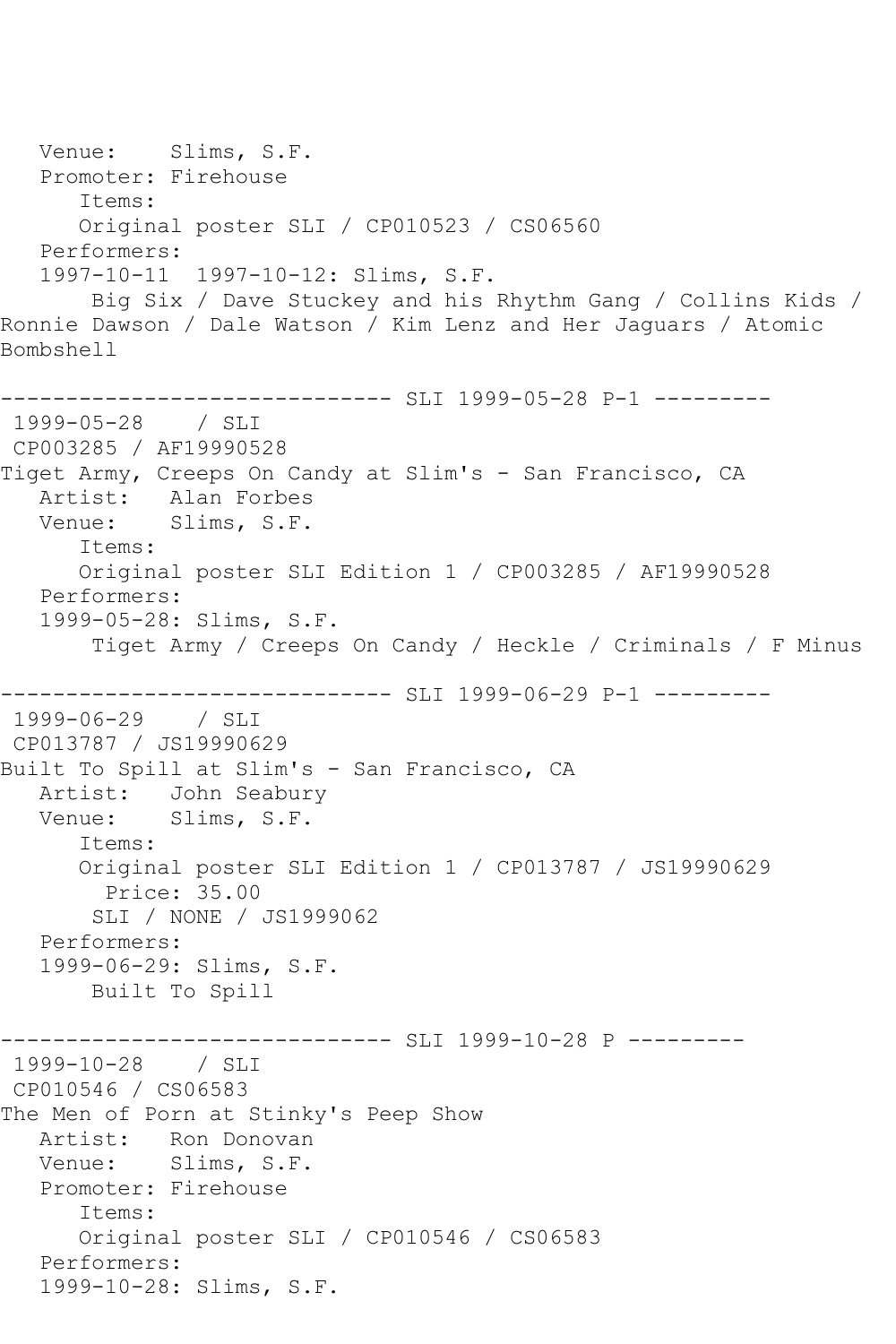Venue:    Slims, S.F.
Promoter: Firehouse
Items:
Original poster SLI / CP010523 / CS06560
Performers:
1997-10-11  1997-10-12: Slims, S.F.
Big Six / Dave Stuckey and his Rhythm Gang / Collins Kids / Ronnie Dawson / Dale Watson / Kim Lenz and Her Jaguars / Atomic Bombshell

------------------------------ SLI 1999-05-28 P-1 ---------

1999-05-28    / SLI
CP003285 / AF19990528
Tiget Army, Creeps On Candy at Slim's - San Francisco, CA
Artist:   Alan Forbes
Venue:    Slims, S.F.
Items:
Original poster SLI Edition 1 / CP003285 / AF19990528
Performers:
1999-05-28: Slims, S.F.
Tiget Army / Creeps On Candy / Heckle / Criminals / F Minus

------------------------------ SLI 1999-06-29 P-1 ---------

1999-06-29    / SLI
CP013787 / JS19990629
Built To Spill at Slim's - San Francisco, CA
Artist:   John Seabury
Venue:    Slims, S.F.
Items:
Original poster SLI Edition 1 / CP013787 / JS19990629
Price: 35.00
SLI / NONE / JS1999062
Performers:
1999-06-29: Slims, S.F.
Built To Spill

------------------------------ SLI 1999-10-28 P ---------

1999-10-28    / SLI
CP010546 / CS06583
The Men of Porn at Stinky's Peep Show
Artist:   Ron Donovan
Venue:    Slims, S.F.
Promoter: Firehouse
Items:
Original poster SLI / CP010546 / CS06583
Performers:
1999-10-28: Slims, S.F.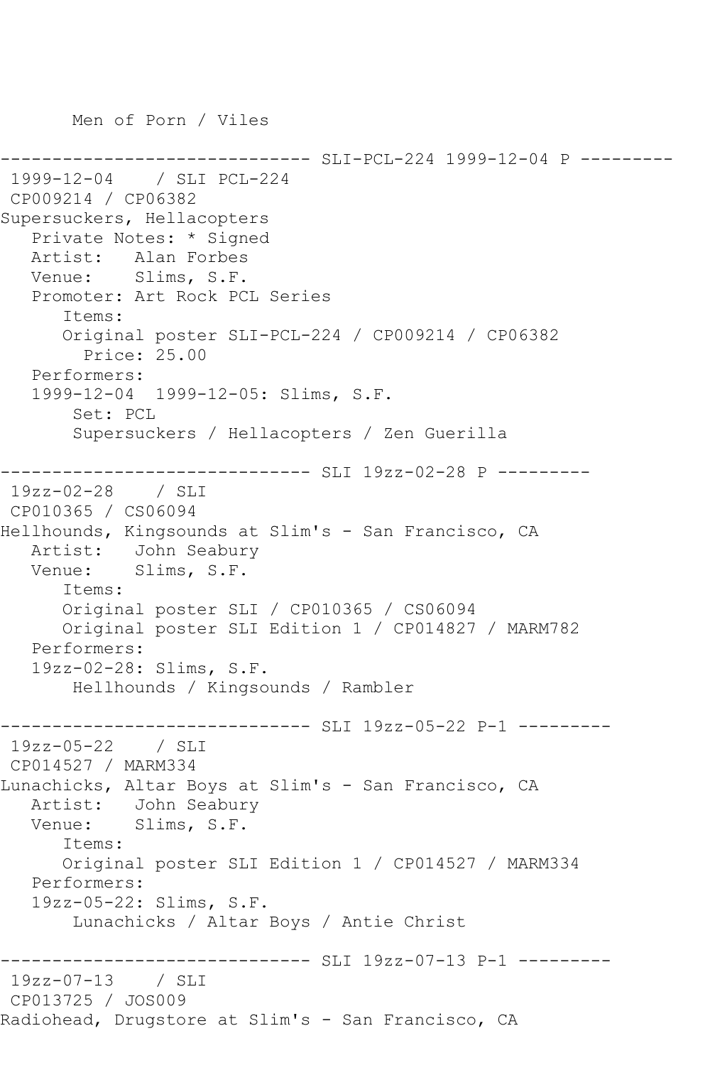Men of Porn / Viles

```
------------------------------ SLI-PCL-224 1999-12-04 P ---------
 1999-12-04    / SLI PCL-224
 CP009214 / CP06382
Supersuckers, Hellacopters
   Private Notes: * Signed
   Artist:   Alan Forbes
   Venue:    Slims, S.F.
   Promoter: Art Rock PCL Series
      Items:
      Original poster SLI-PCL-224 / CP009214 / CP06382
        Price: 25.00
   Performers:
   1999-12-04  1999-12-05: Slims, S.F.
       Set: PCL
       Supersuckers / Hellacopters / Zen Guerilla

------------------------------ SLI 19zz-02-28 P ---------
 19zz-02-28    / SLI
 CP010365 / CS06094
Hellhounds, Kingsounds at Slim's - San Francisco, CA
   Artist:   John Seabury
   Venue:    Slims, S.F.
      Items:
      Original poster SLI / CP010365 / CS06094
      Original poster SLI Edition 1 / CP014827 / MARM782
   Performers:
   19zz-02-28: Slims, S.F.
       Hellhounds / Kingsounds / Rambler

------------------------------ SLI 19zz-05-22 P-1 ---------
 19zz-05-22    / SLI
 CP014527 / MARM334
Lunachicks, Altar Boys at Slim's - San Francisco, CA
   Artist:   John Seabury
   Venue:    Slims, S.F.
      Items:
      Original poster SLI Edition 1 / CP014527 / MARM334
   Performers:
   19zz-05-22: Slims, S.F.
       Lunachicks / Altar Boys / Antie Christ

------------------------------ SLI 19zz-07-13 P-1 ---------
 19zz-07-13    / SLI
 CP013725 / JOS009
Radiohead, Drugstore at Slim's - San Francisco, CA
```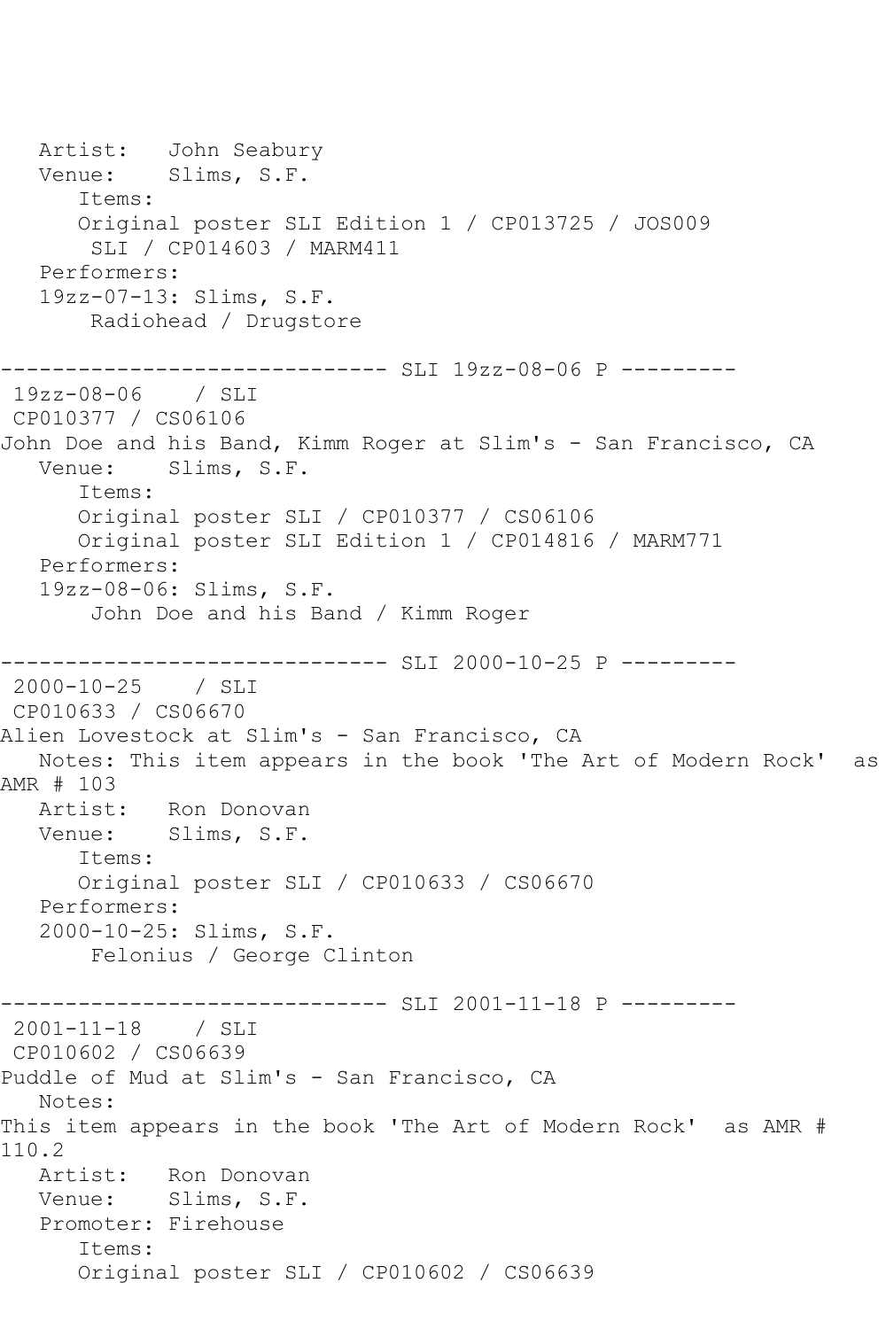Artist: John Seabury
Venue: Slims, S.F.
Items:
Original poster SLI Edition 1 / CP013725 / JOS009
SLI / CP014603 / MARM411
Performers:
19zz-07-13: Slims, S.F.
Radiohead / Drugstore

------------------------------ SLI 19zz-08-06 P ---------

19zz-08-06 / SLI
CP010377 / CS06106
John Doe and his Band, Kimm Roger at Slim's - San Francisco, CA
Venue: Slims, S.F.
Items:
Original poster SLI / CP010377 / CS06106
Original poster SLI Edition 1 / CP014816 / MARM771
Performers:
19zz-08-06: Slims, S.F.
John Doe and his Band / Kimm Roger

------------------------------ SLI 2000-10-25 P ---------

2000-10-25 / SLI
CP010633 / CS06670
Alien Lovestock at Slim's - San Francisco, CA
Notes: This item appears in the book 'The Art of Modern Rock' as AMR # 103
Artist: Ron Donovan
Venue: Slims, S.F.
Items:
Original poster SLI / CP010633 / CS06670
Performers:
2000-10-25: Slims, S.F.
Felonius / George Clinton

------------------------------ SLI 2001-11-18 P ---------

2001-11-18 / SLI
CP010602 / CS06639
Puddle of Mud at Slim's - San Francisco, CA
Notes:
This item appears in the book 'The Art of Modern Rock' as AMR # 110.2
Artist: Ron Donovan
Venue: Slims, S.F.
Promoter: Firehouse
Items:
Original poster SLI / CP010602 / CS06639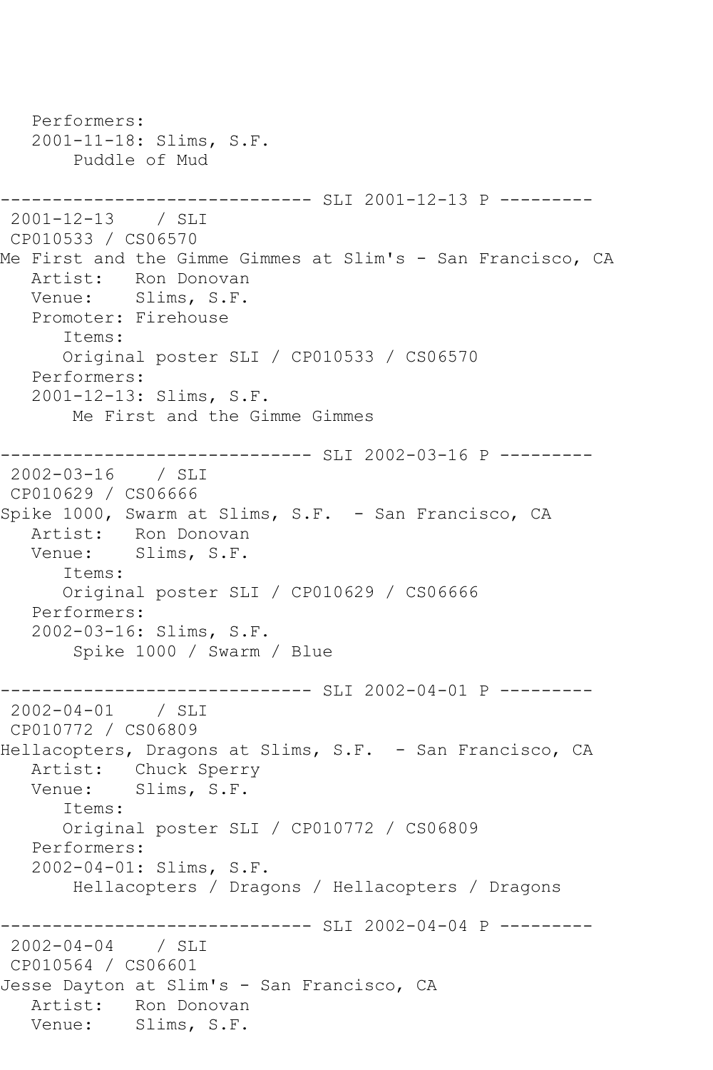Performers:
2001-11-18: Slims, S.F.
Puddle of Mud

------------------------------ SLI 2001-12-13 P ---------

2001-12-13 / SLI
CP010533 / CS06570
Me First and the Gimme Gimmes at Slim's - San Francisco, CA
Artist: Ron Donovan
Venue: Slims, S.F.
Promoter: Firehouse
Items:
Original poster SLI / CP010533 / CS06570
Performers:
2001-12-13: Slims, S.F.
Me First and the Gimme Gimmes

------------------------------ SLI 2002-03-16 P ---------

2002-03-16 / SLI
CP010629 / CS06666
Spike 1000, Swarm at Slims, S.F. - San Francisco, CA
Artist: Ron Donovan
Venue: Slims, S.F.
Items:
Original poster SLI / CP010629 / CS06666
Performers:
2002-03-16: Slims, S.F.
Spike 1000 / Swarm / Blue

------------------------------ SLI 2002-04-01 P ---------

2002-04-01 / SLI
CP010772 / CS06809
Hellacopters, Dragons at Slims, S.F. - San Francisco, CA
Artist: Chuck Sperry
Venue: Slims, S.F.
Items:
Original poster SLI / CP010772 / CS06809
Performers:
2002-04-01: Slims, S.F.
Hellacopters / Dragons / Hellacopters / Dragons

------------------------------ SLI 2002-04-04 P ---------

2002-04-04 / SLI
CP010564 / CS06601
Jesse Dayton at Slim's - San Francisco, CA
Artist: Ron Donovan
Venue: Slims, S.F.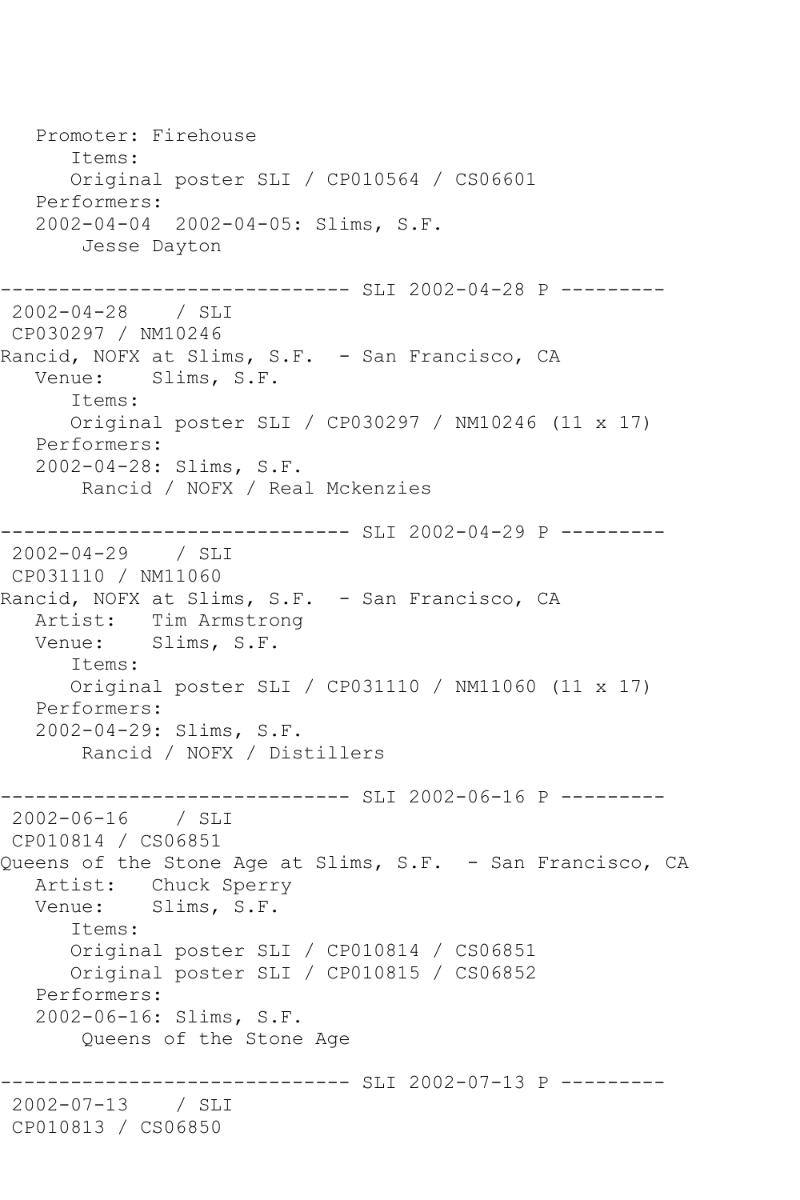```
   Promoter: Firehouse
      Items:
      Original poster SLI / CP010564 / CS06601
   Performers:
   2002-04-04  2002-04-05: Slims, S.F.
       Jesse Dayton

------------------------------ SLI 2002-04-28 P ---------
 2002-04-28    / SLI
 CP030297 / NM10246
Rancid, NOFX at Slims, S.F.  - San Francisco, CA
   Venue:    Slims, S.F.
      Items:
      Original poster SLI / CP030297 / NM10246 (11 x 17)
   Performers:
   2002-04-28: Slims, S.F.
       Rancid / NOFX / Real Mckenzies

------------------------------ SLI 2002-04-29 P ---------
 2002-04-29    / SLI
 CP031110 / NM11060
Rancid, NOFX at Slims, S.F.  - San Francisco, CA
   Artist:   Tim Armstrong
   Venue:    Slims, S.F.
      Items:
      Original poster SLI / CP031110 / NM11060 (11 x 17)
   Performers:
   2002-04-29: Slims, S.F.
       Rancid / NOFX / Distillers

------------------------------ SLI 2002-06-16 P ---------
 2002-06-16    / SLI
 CP010814 / CS06851
Queens of the Stone Age at Slims, S.F.  - San Francisco, CA
   Artist:   Chuck Sperry
   Venue:    Slims, S.F.
      Items:
      Original poster SLI / CP010814 / CS06851
      Original poster SLI / CP010815 / CS06852
   Performers:
   2002-06-16: Slims, S.F.
       Queens of the Stone Age

------------------------------ SLI 2002-07-13 P ---------
 2002-07-13    / SLI
 CP010813 / CS06850
```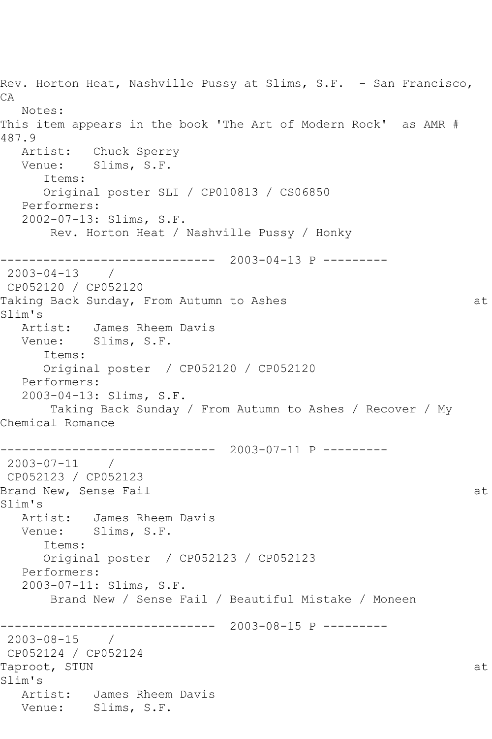Rev. Horton Heat, Nashville Pussy at Slims, S.F.  - San Francisco, CA

Notes:
This item appears in the book 'The Art of Modern Rock'  as AMR # 487.9

Artist:   Chuck Sperry
Venue:    Slims, S.F.
Items:
Original poster SLI / CP010813 / CS06850
Performers:
2002-07-13: Slims, S.F.
Rev. Horton Heat / Nashville Pussy / Honky

------------------------------  2003-04-13 P ---------

2003-04-13    /
CP052120 / CP052120
Taking Back Sunday, From Autumn to Ashes at Slim's
Artist:   James Rheem Davis
Venue:    Slims, S.F.
Items:
Original poster  / CP052120 / CP052120
Performers:
2003-04-13: Slims, S.F.
Taking Back Sunday / From Autumn to Ashes / Recover / My Chemical Romance

------------------------------  2003-07-11 P ---------

2003-07-11    /
CP052123 / CP052123
Brand New, Sense Fail at Slim's
Artist:   James Rheem Davis
Venue:    Slims, S.F.
Items:
Original poster  / CP052123 / CP052123
Performers:
2003-07-11: Slims, S.F.
Brand New / Sense Fail / Beautiful Mistake / Moneen

------------------------------  2003-08-15 P ---------

2003-08-15    /
CP052124 / CP052124
Taproot, STUN at Slim's
Artist:   James Rheem Davis
Venue:    Slims, S.F.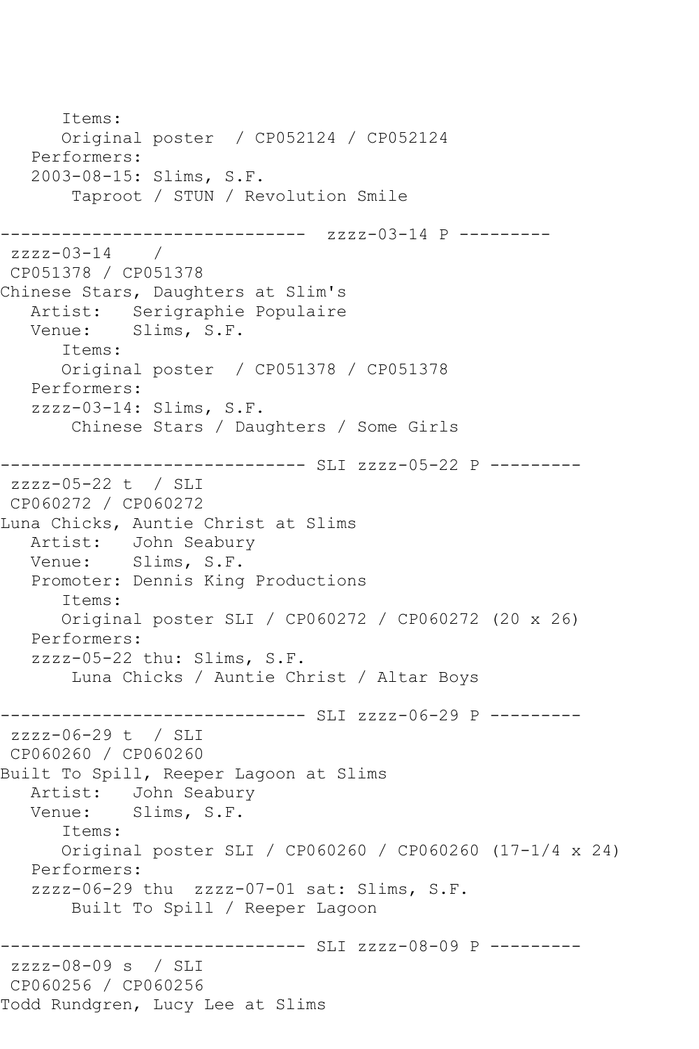```
      Items:
      Original poster  / CP052124 / CP052124
   Performers:
   2003-08-15: Slims, S.F.
       Taproot / STUN / Revolution Smile

------------------------------  zzzz-03-14 P ---------
 zzzz-03-14    /
 CP051378 / CP051378
Chinese Stars, Daughters at Slim's
   Artist:   Serigraphie Populaire
   Venue:    Slims, S.F.
      Items:
      Original poster  / CP051378 / CP051378
   Performers:
   zzzz-03-14: Slims, S.F.
       Chinese Stars / Daughters / Some Girls

------------------------------ SLI zzzz-05-22 P ---------
 zzzz-05-22 t  / SLI
 CP060272 / CP060272
Luna Chicks, Auntie Christ at Slims
   Artist:   John Seabury
   Venue:    Slims, S.F.
   Promoter: Dennis King Productions
      Items:
      Original poster SLI / CP060272 / CP060272 (20 x 26)
   Performers:
   zzzz-05-22 thu: Slims, S.F.
       Luna Chicks / Auntie Christ / Altar Boys

------------------------------ SLI zzzz-06-29 P ---------
 zzzz-06-29 t  / SLI
 CP060260 / CP060260
Built To Spill, Reeper Lagoon at Slims
   Artist:   John Seabury
   Venue:    Slims, S.F.
      Items:
      Original poster SLI / CP060260 / CP060260 (17-1/4 x 24)
   Performers:
   zzzz-06-29 thu  zzzz-07-01 sat: Slims, S.F.
       Built To Spill / Reeper Lagoon

------------------------------ SLI zzzz-08-09 P ---------
 zzzz-08-09 s  / SLI
 CP060256 / CP060256
Todd Rundgren, Lucy Lee at Slims
```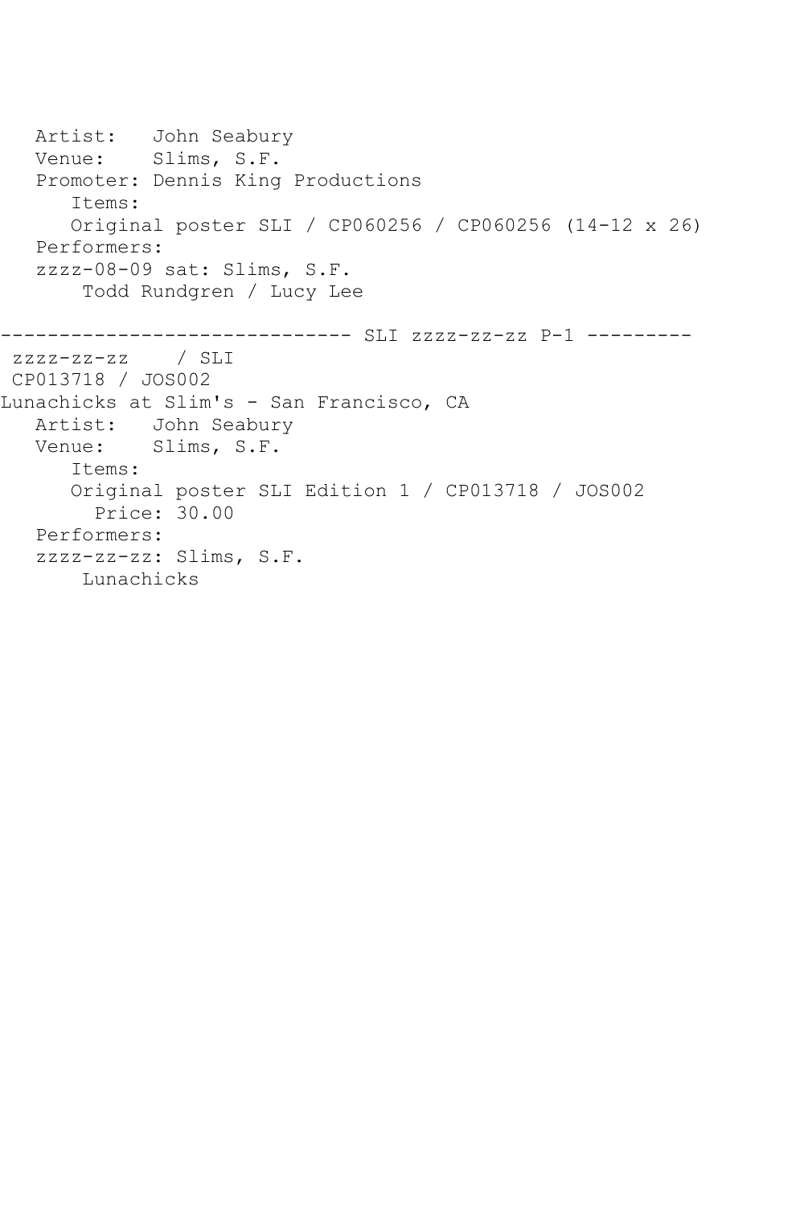Artist:   John Seabury
Venue:    Slims, S.F.
Promoter: Dennis King Productions
Items:
Original poster SLI / CP060256 / CP060256 (14-12 x 26)
Performers:
zzzz-08-09 sat: Slims, S.F.
Todd Rundgren / Lucy Lee

------------------------------ SLI zzzz-zz-zz P-1 ---------

zzzz-zz-zz    / SLI
CP013718 / JOS002
Lunachicks at Slim's - San Francisco, CA
Artist:   John Seabury
Venue:    Slims, S.F.
Items:
Original poster SLI Edition 1 / CP013718 / JOS002
Price: 30.00
Performers:
zzzz-zz-zz: Slims, S.F.
Lunachicks